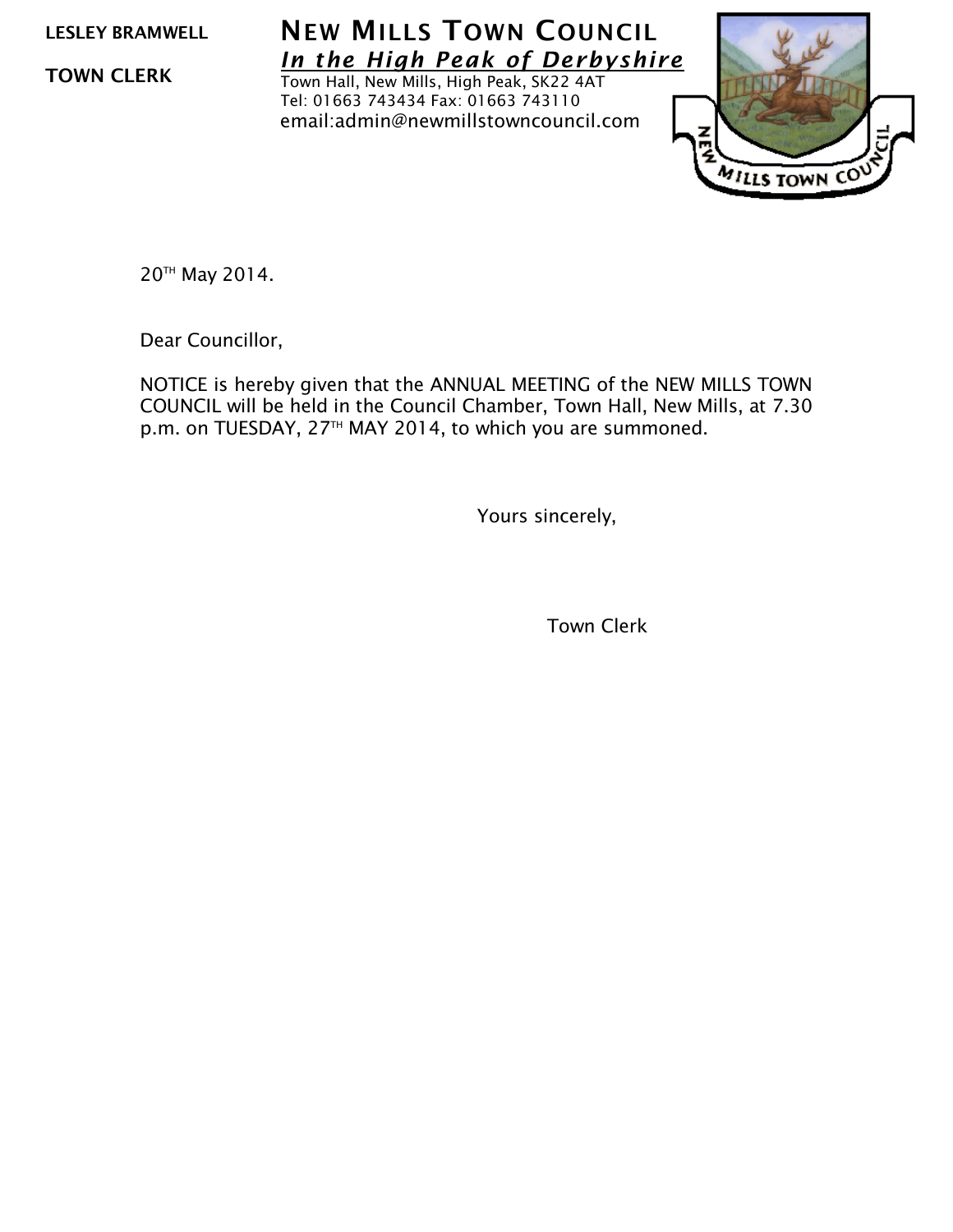**LESLEY BRAMWELL**

**TOWN CLERK**

# NEW MILLS TOWN COUNCIL

***In the High Peak of Derbyshire***

Town Hall, New Mills, High Peak, SK22 4AT
Tel: 01663 743434 Fax: 01663 743110
email:admin@newmillstowncouncil.com

20TH May 2014.

Dear Councillor,

NOTICE is hereby given that the ANNUAL MEETING of the NEW MILLS TOWN COUNCIL will be held in the Council Chamber, Town Hall, New Mills, at 7.30 p.m. on TUESDAY, 27TH MAY 2014, to which you are summoned.

Yours sincerely,

Town Clerk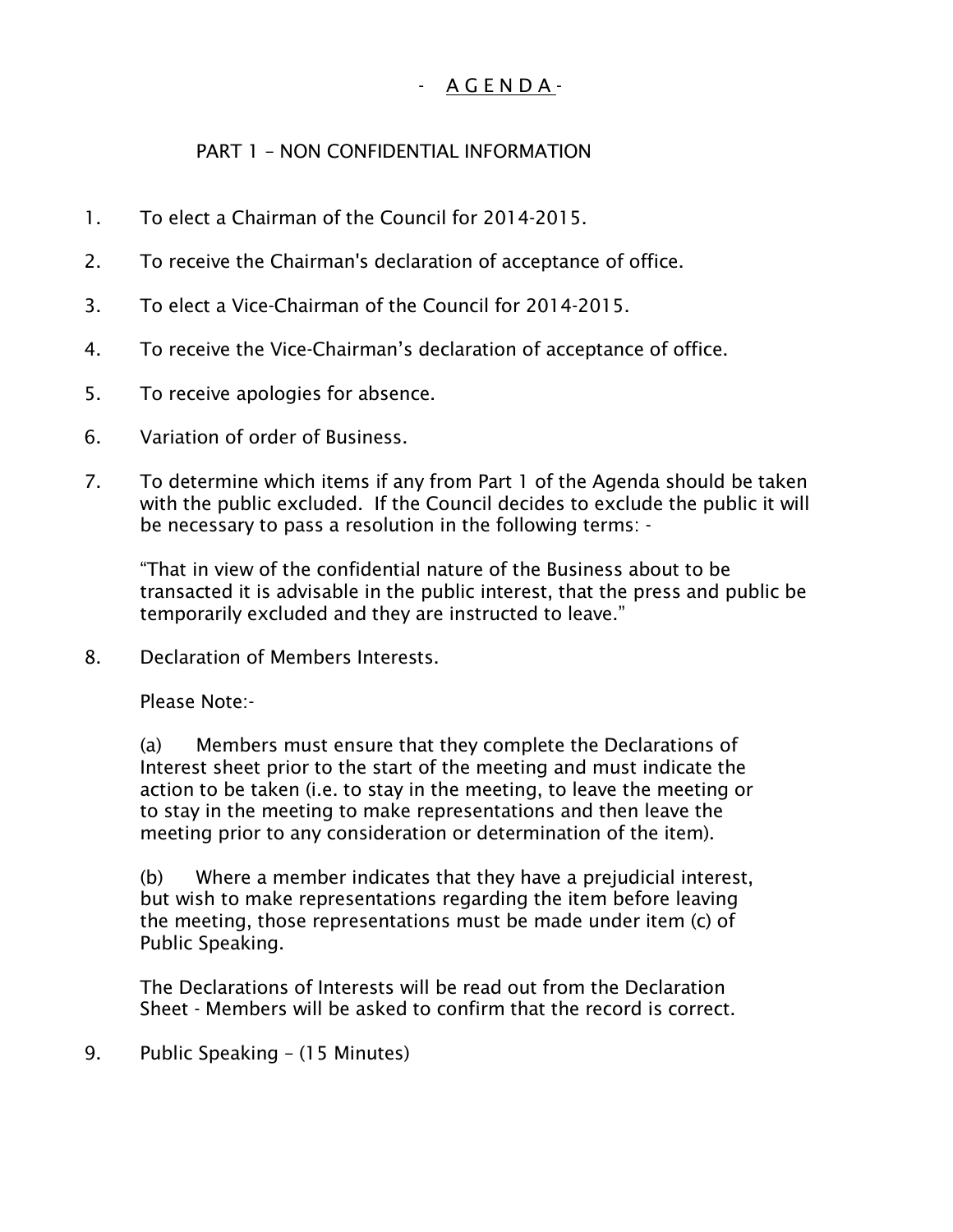# - A G E N D A -

## PART 1 – NON CONFIDENTIAL INFORMATION

1. To elect a Chairman of the Council for 2014-2015.

2. To receive the Chairman's declaration of acceptance of office.

3. To elect a Vice-Chairman of the Council for 2014-2015.

4. To receive the Vice-Chairman's declaration of acceptance of office.

5. To receive apologies for absence.

6. Variation of order of Business.

7. To determine which items if any from Part 1 of the Agenda should be taken with the public excluded. If the Council decides to exclude the public it will be necessary to pass a resolution in the following terms: -

   "That in view of the confidential nature of the Business about to be transacted it is advisable in the public interest, that the press and public be temporarily excluded and they are instructed to leave."

8. Declaration of Members Interests.

   Please Note:-

   (a) Members must ensure that they complete the Declarations of Interest sheet prior to the start of the meeting and must indicate the action to be taken (i.e. to stay in the meeting, to leave the meeting or to stay in the meeting to make representations and then leave the meeting prior to any consideration or determination of the item).

   (b) Where a member indicates that they have a prejudicial interest, but wish to make representations regarding the item before leaving the meeting, those representations must be made under item (c) of Public Speaking.

   The Declarations of Interests will be read out from the Declaration Sheet - Members will be asked to confirm that the record is correct.

9. Public Speaking – (15 Minutes)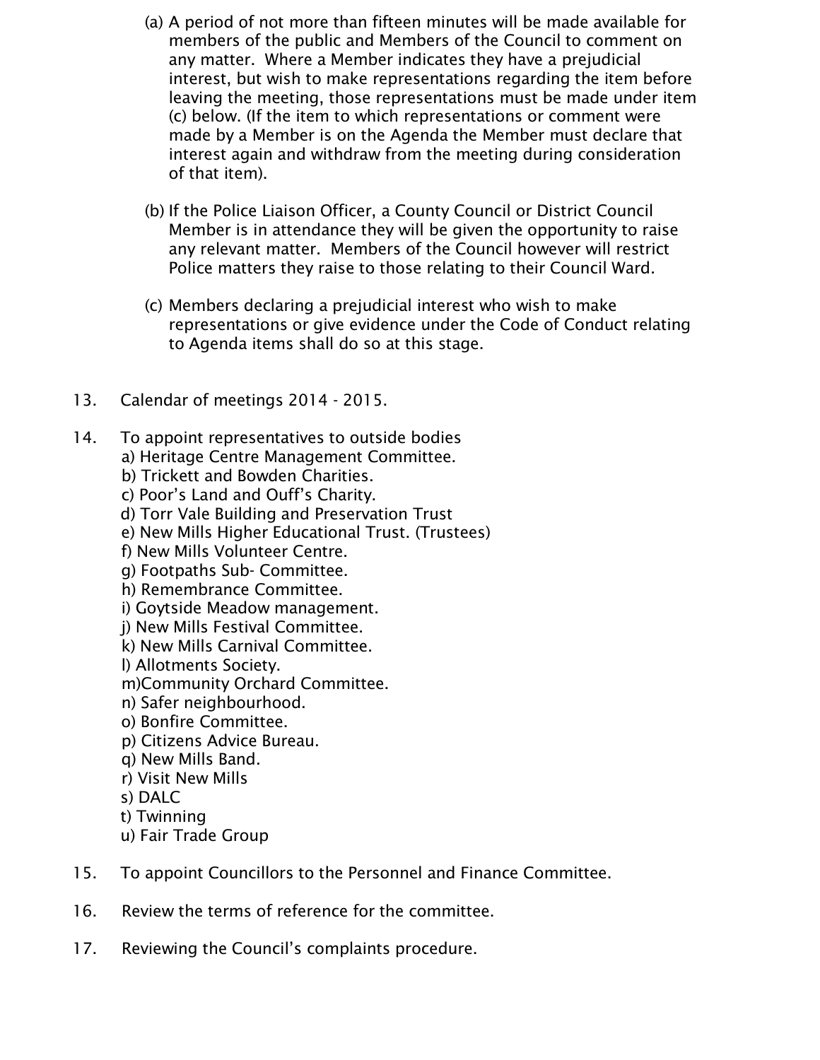(a) A period of not more than fifteen minutes will be made available for members of the public and Members of the Council to comment on any matter. Where a Member indicates they have a prejudicial interest, but wish to make representations regarding the item before leaving the meeting, those representations must be made under item (c) below. (If the item to which representations or comment were made by a Member is on the Agenda the Member must declare that interest again and withdraw from the meeting during consideration of that item).

(b) If the Police Liaison Officer, a County Council or District Council Member is in attendance they will be given the opportunity to raise any relevant matter. Members of the Council however will restrict Police matters they raise to those relating to their Council Ward.

(c) Members declaring a prejudicial interest who wish to make representations or give evidence under the Code of Conduct relating to Agenda items shall do so at this stage.

13. Calendar of meetings 2014 - 2015.

14. To appoint representatives to outside bodies
    a) Heritage Centre Management Committee.
    b) Trickett and Bowden Charities.
    c) Poor's Land and Ouff's Charity.
    d) Torr Vale Building and Preservation Trust
    e) New Mills Higher Educational Trust. (Trustees)
    f) New Mills Volunteer Centre.
    g) Footpaths Sub- Committee.
    h) Remembrance Committee.
    i) Goytside Meadow management.
    j) New Mills Festival Committee.
    k) New Mills Carnival Committee.
    l) Allotments Society.
    m)Community Orchard Committee.
    n) Safer neighbourhood.
    o) Bonfire Committee.
    p) Citizens Advice Bureau.
    q) New Mills Band.
    r) Visit New Mills
    s) DALC
    t) Twinning
    u) Fair Trade Group

15. To appoint Councillors to the Personnel and Finance Committee.

16. Review the terms of reference for the committee.

17. Reviewing the Council's complaints procedure.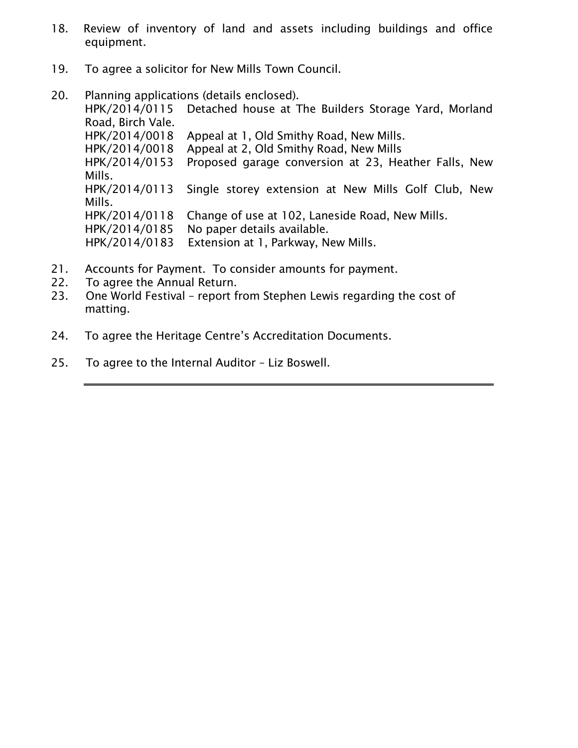18. Review of inventory of land and assets including buildings and office equipment.

19. To agree a solicitor for New Mills Town Council.

20. Planning applications (details enclosed).
    HPK/2014/0115 Detached house at The Builders Storage Yard, Morland Road, Birch Vale.
    HPK/2014/0018 Appeal at 1, Old Smithy Road, New Mills.
    HPK/2014/0018 Appeal at 2, Old Smithy Road, New Mills
    HPK/2014/0153 Proposed garage conversion at 23, Heather Falls, New Mills.
    HPK/2014/0113 Single storey extension at New Mills Golf Club, New Mills.
    HPK/2014/0118 Change of use at 102, Laneside Road, New Mills.
    HPK/2014/0185 No paper details available.
    HPK/2014/0183 Extension at 1, Parkway, New Mills.

21. Accounts for Payment. To consider amounts for payment.
22. To agree the Annual Return.
23. One World Festival – report from Stephen Lewis regarding the cost of matting.

24. To agree the Heritage Centre's Accreditation Documents.

25. To agree to the Internal Auditor – Liz Boswell.